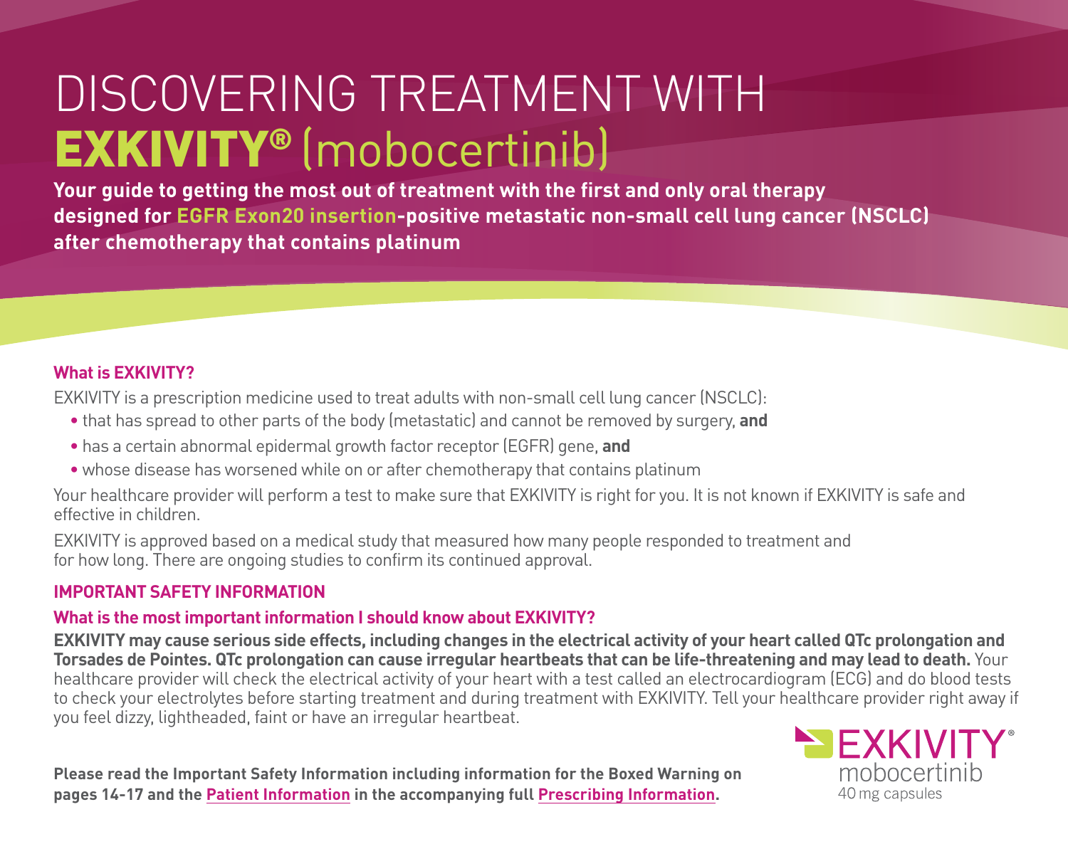# DISCOVERING TREATMENT WITH EXKIVITY® (mobocertinib)

**Your guide to getting the most out of treatment with the first and only oral therapy designed for EGFR Exon20 insertion-positive metastatic non-small cell lung cancer (NSCLC) after chemotherapy that contains platinum**

### What is EXKIVITY?

EXKIVITY is a prescription medicine used to treat adults with non-small cell lung cancer (NSCLC):

- that has spread to other parts of the body (metastatic) and cannot be removed by surgery, **and**
- has a certain abnormal epidermal growth factor receptor (EGFR) gene, **and**
- whose disease has worsened while on or after chemotherapy that contains platinum

Your healthcare provider will perform a test to make sure that EXKIVITY is right for you. It is not known if EXKIVITY is safe and effective in children.

EXKIVITY is approved based on a medical study that measured how many people responded to treatment and for how long. There are ongoing studies to confirm its continued approval.

### IMPORTANT SAFETY INFORMATION

### What is the most important information I should know about EXKIVITY?

**EXKIVITY may cause serious side effects, including changes in the electrical activity of your heart called QTc prolongation and Torsades de Pointes. QTc prolongation can cause irregular heartbeats that can be life-threatening and may lead to death.** Your healthcare provider will check the electrical activity of your heart with a test called an electrocardiogram (ECG) and do blood tests to check your electrolytes before starting treatment and during treatment with EXKIVITY. Tell your healthcare provider right away if you feel dizzy, lightheaded, faint or have an irregular heartbeat.

**Please read the Important Safety Information including information for the Boxed Warning on pages 14-17 and the Patient Information in the accompanying full Prescribing Information.**

EXKIVITY®
mobocertinib
40 mg capsules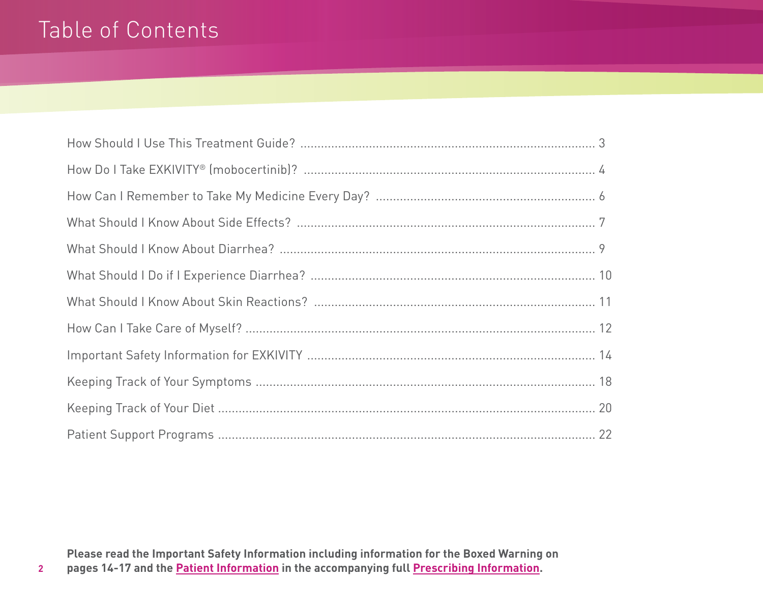# Table of Contents

| | |
|---|---|
| How Should I Use This Treatment Guide? | 3 |
| How Do I Take EXKIVITY® (mobocertinib)? | 4 |
| How Can I Remember to Take My Medicine Every Day? | 6 |
| What Should I Know About Side Effects? | 7 |
| What Should I Know About Diarrhea? | 9 |
| What Should I Do if I Experience Diarrhea? | 10 |
| What Should I Know About Skin Reactions? | 11 |
| How Can I Take Care of Myself? | 12 |
| Important Safety Information for EXKIVITY | 14 |
| Keeping Track of Your Symptoms | 18 |
| Keeping Track of Your Diet | 20 |
| Patient Support Programs | 22 |

**Please read the Important Safety Information including information for the Boxed Warning on pages 14-17 and the Patient Information in the accompanying full Prescribing Information.**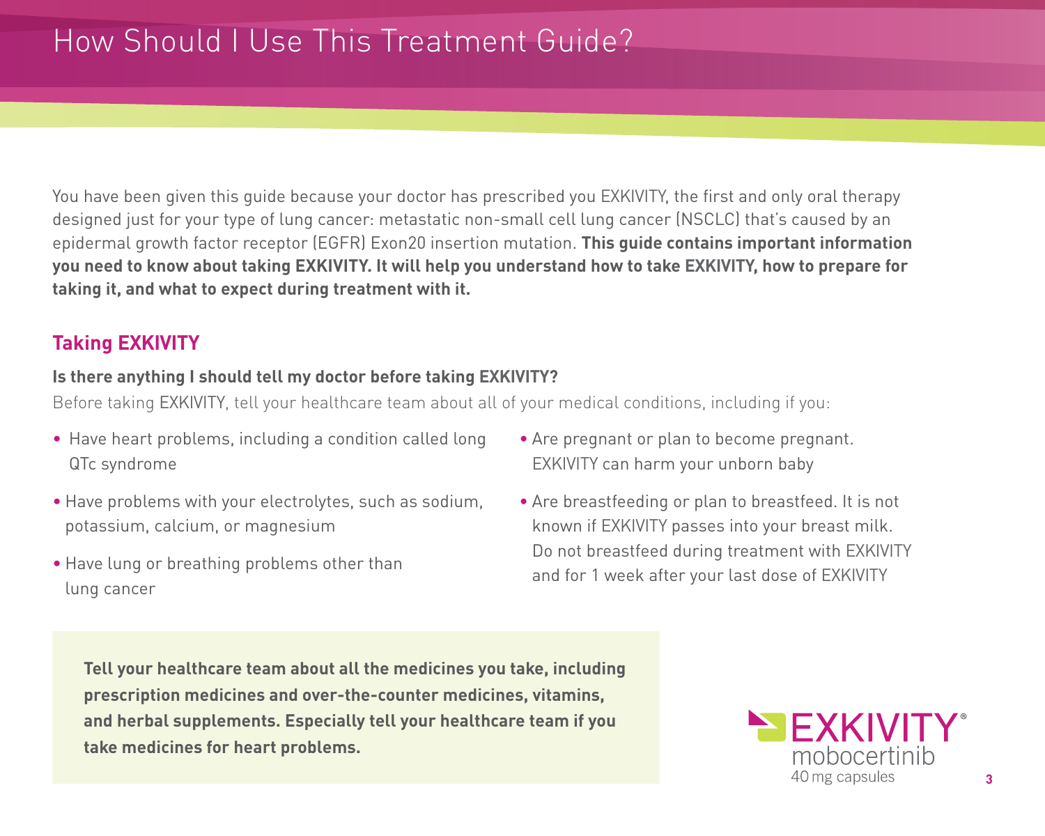# How Should I Use This Treatment Guide?

You have been given this guide because your doctor has prescribed you EXKIVITY, the first and only oral therapy designed just for your type of lung cancer: metastatic non-small cell lung cancer (NSCLC) that's caused by an epidermal growth factor receptor (EGFR) Exon20 insertion mutation. **This guide contains important information you need to know about taking EXKIVITY. It will help you understand how to take EXKIVITY, how to prepare for taking it, and what to expect during treatment with it.**

## Taking EXKIVITY

**Is there anything I should tell my doctor before taking EXKIVITY?**

Before taking EXKIVITY, tell your healthcare team about all of your medical conditions, including if you:

- Have heart problems, including a condition called long QTc syndrome
- Have problems with your electrolytes, such as sodium, potassium, calcium, or magnesium
- Have lung or breathing problems other than lung cancer
- Are pregnant or plan to become pregnant. EXKIVITY can harm your unborn baby
- Are breastfeeding or plan to breastfeed. It is not known if EXKIVITY passes into your breast milk. Do not breastfeed during treatment with EXKIVITY and for 1 week after your last dose of EXKIVITY

**Tell your healthcare team about all the medicines you take, including prescription medicines and over-the-counter medicines, vitamins, and herbal supplements. Especially tell your healthcare team if you take medicines for heart problems.**

EXKIVITY®
mobocertinib
40 mg capsules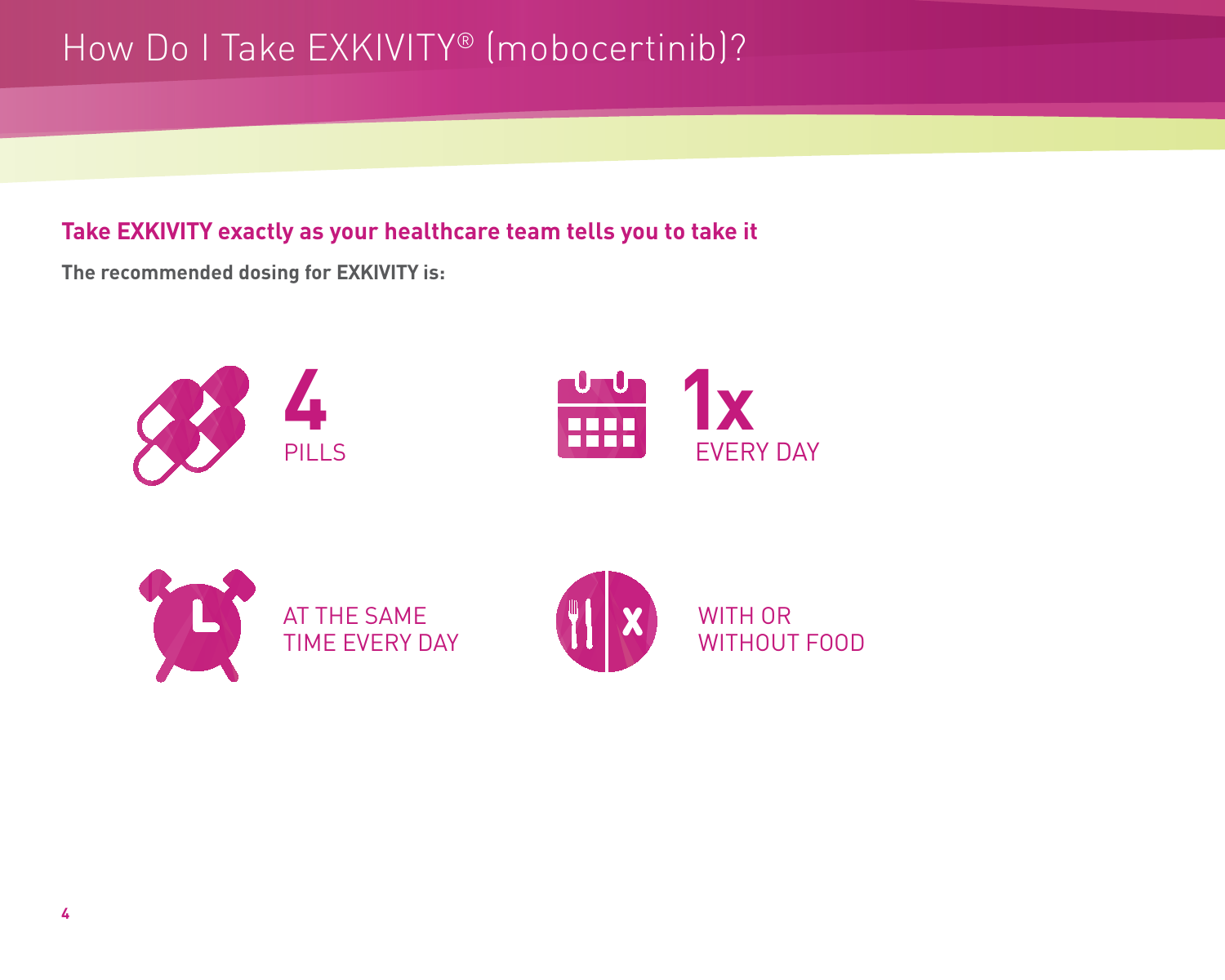# How Do I Take EXKIVITY® (mobocertinib)?

**Take EXKIVITY exactly as your healthcare team tells you to take it**

**The recommended dosing for EXKIVITY is:**

**4** PILLS

**1x** EVERY DAY

AT THE SAME TIME EVERY DAY

WITH OR WITHOUT FOOD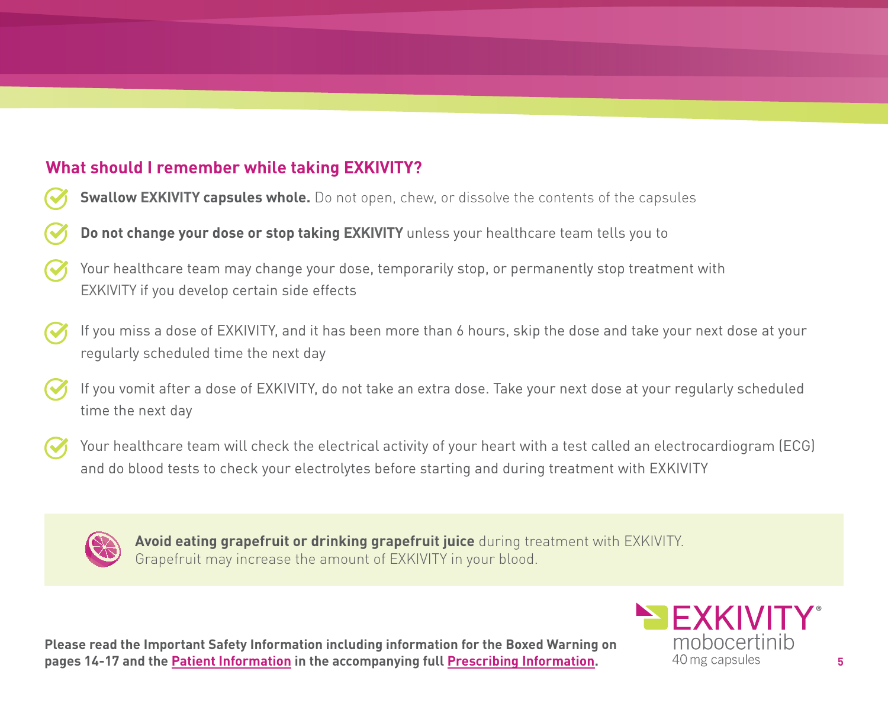## What should I remember while taking EXKIVITY?

- **Swallow EXKIVITY capsules whole.** Do not open, chew, or dissolve the contents of the capsules
- **Do not change your dose or stop taking EXKIVITY** unless your healthcare team tells you to
- Your healthcare team may change your dose, temporarily stop, or permanently stop treatment with EXKIVITY if you develop certain side effects
- If you miss a dose of EXKIVITY, and it has been more than 6 hours, skip the dose and take your next dose at your regularly scheduled time the next day
- If you vomit after a dose of EXKIVITY, do not take an extra dose. Take your next dose at your regularly scheduled time the next day
- Your healthcare team will check the electrical activity of your heart with a test called an electrocardiogram (ECG) and do blood tests to check your electrolytes before starting and during treatment with EXKIVITY

**Avoid eating grapefruit or drinking grapefruit juice** during treatment with EXKIVITY. Grapefruit may increase the amount of EXKIVITY in your blood.

**Please read the Important Safety Information including information for the Boxed Warning on pages 14-17 and the Patient Information in the accompanying full Prescribing Information.**

EXKIVITY® mobocertinib 40 mg capsules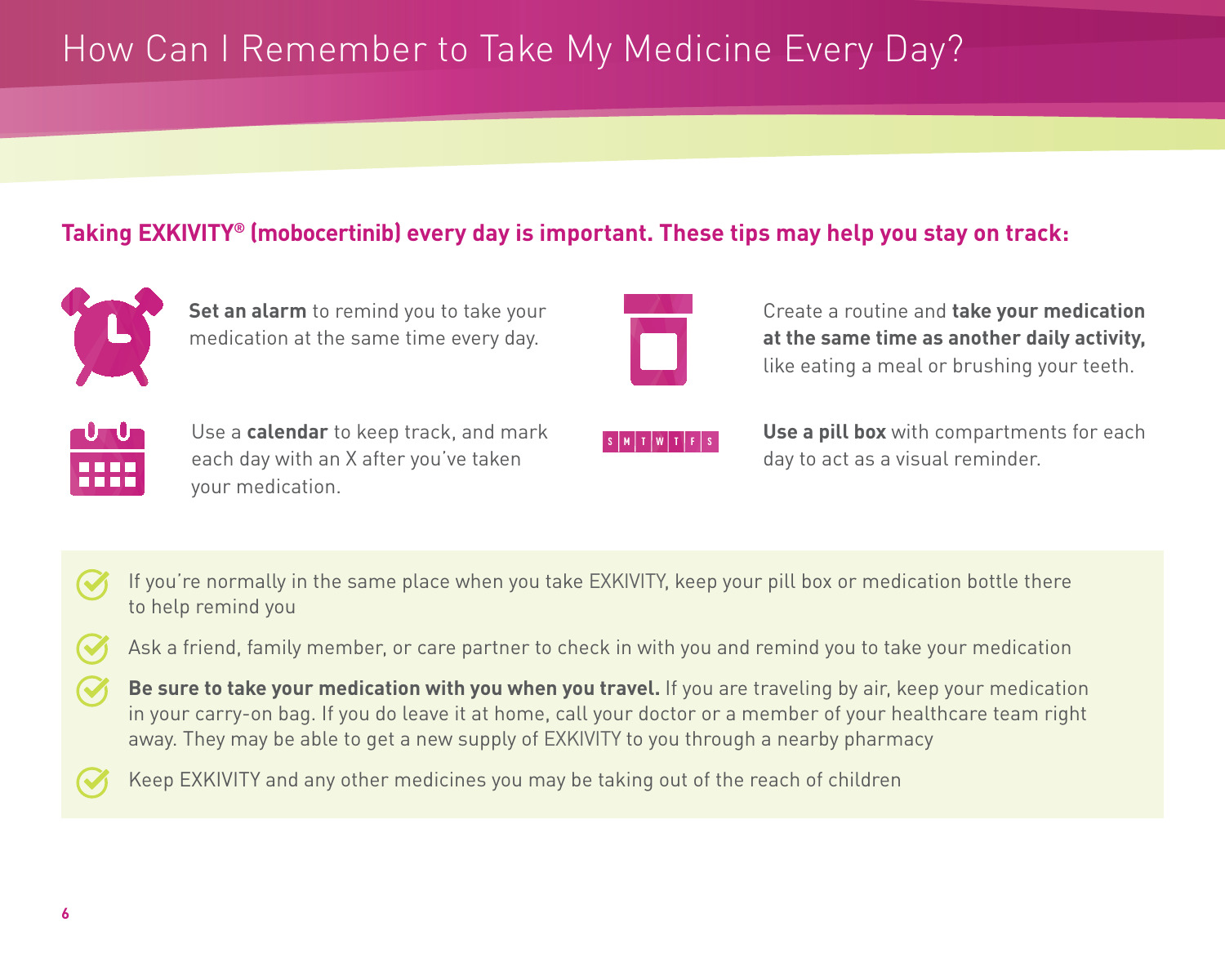# How Can I Remember to Take My Medicine Every Day?

**Taking EXKIVITY® (mobocertinib) every day is important. These tips may help you stay on track:**

**Set an alarm** to remind you to take your medication at the same time every day.

Create a routine and **take your medication at the same time as another daily activity,** like eating a meal or brushing your teeth.

Use a **calendar** to keep track, and mark each day with an X after you've taken your medication.

**Use a pill box** with compartments for each day to act as a visual reminder.

- If you're normally in the same place when you take EXKIVITY, keep your pill box or medication bottle there to help remind you
- Ask a friend, family member, or care partner to check in with you and remind you to take your medication
- **Be sure to take your medication with you when you travel.** If you are traveling by air, keep your medication in your carry-on bag. If you do leave it at home, call your doctor or a member of your healthcare team right away. They may be able to get a new supply of EXKIVITY to you through a nearby pharmacy
- Keep EXKIVITY and any other medicines you may be taking out of the reach of children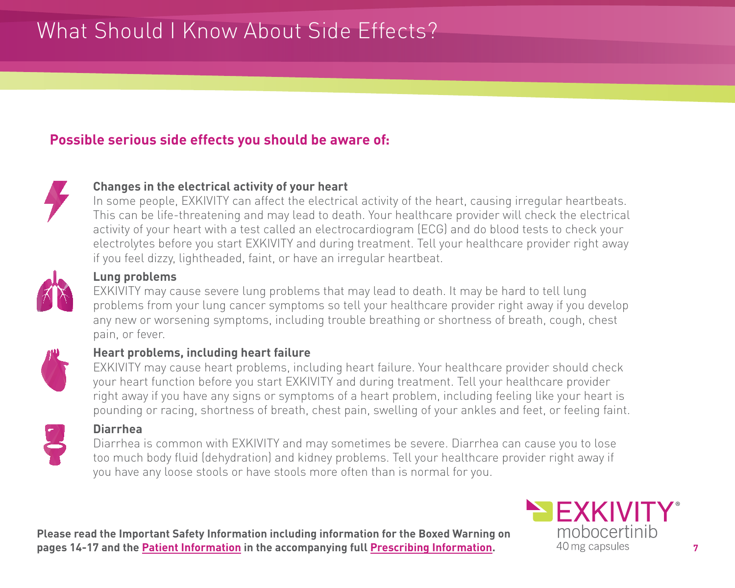# What Should I Know About Side Effects?

## Possible serious side effects you should be aware of:

**Changes in the electrical activity of your heart**
In some people, EXKIVITY can affect the electrical activity of the heart, causing irregular heartbeats. This can be life-threatening and may lead to death. Your healthcare provider will check the electrical activity of your heart with a test called an electrocardiogram (ECG) and do blood tests to check your electrolytes before you start EXKIVITY and during treatment. Tell your healthcare provider right away if you feel dizzy, lightheaded, faint, or have an irregular heartbeat.

**Lung problems**
EXKIVITY may cause severe lung problems that may lead to death. It may be hard to tell lung problems from your lung cancer symptoms so tell your healthcare provider right away if you develop any new or worsening symptoms, including trouble breathing or shortness of breath, cough, chest pain, or fever.

**Heart problems, including heart failure**
EXKIVITY may cause heart problems, including heart failure. Your healthcare provider should check your heart function before you start EXKIVITY and during treatment. Tell your healthcare provider right away if you have any signs or symptoms of a heart problem, including feeling like your heart is pounding or racing, shortness of breath, chest pain, swelling of your ankles and feet, or feeling faint.

**Diarrhea**
Diarrhea is common with EXKIVITY and may sometimes be severe. Diarrhea can cause you to lose too much body fluid (dehydration) and kidney problems. Tell your healthcare provider right away if you have any loose stools or have stools more often than is normal for you.

**Please read the Important Safety Information including information for the Boxed Warning on pages 14-17 and the Patient Information in the accompanying full Prescribing Information.**

EXKIVITY® mobocertinib 40 mg capsules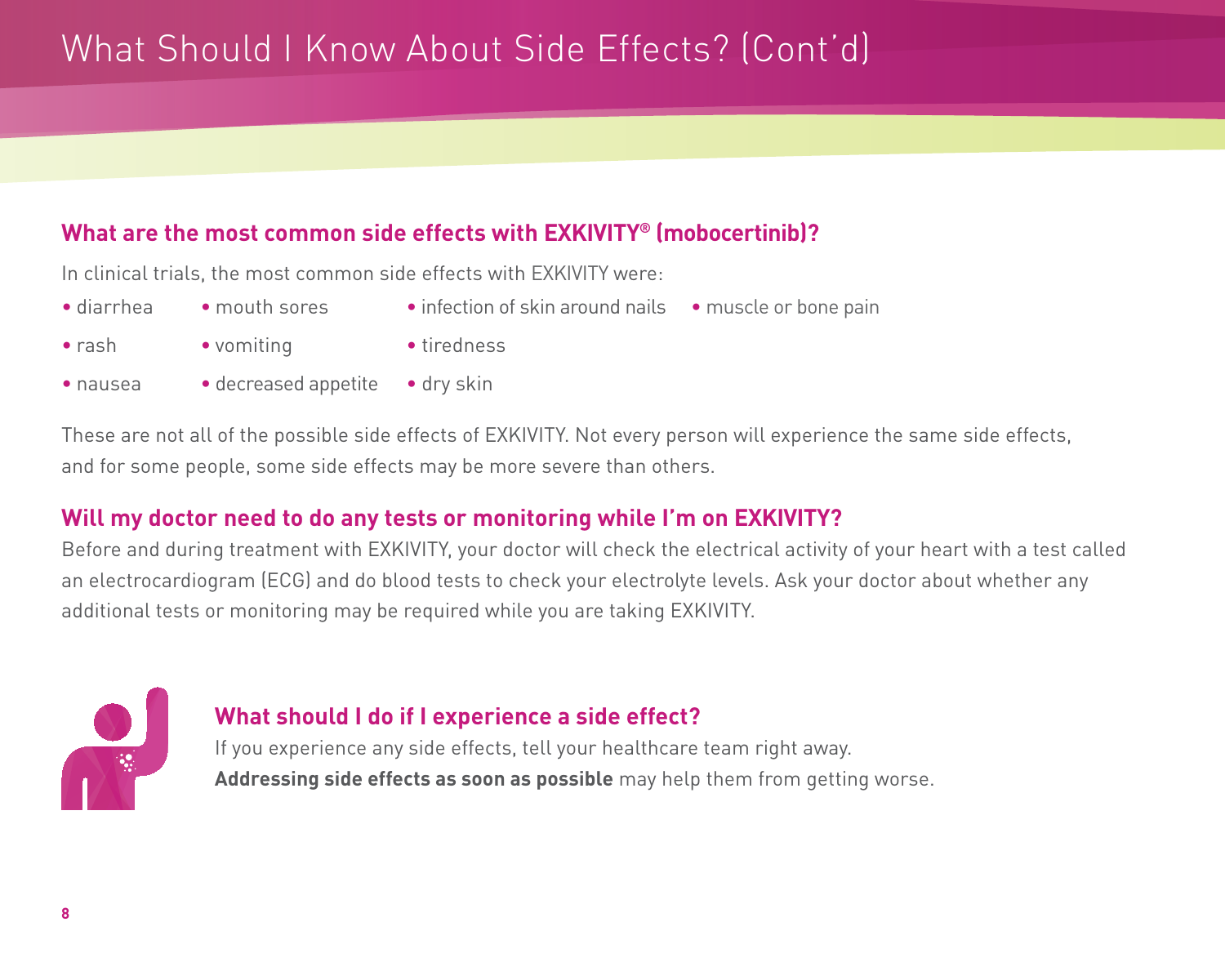# What Should I Know About Side Effects? (Cont'd)

## What are the most common side effects with EXKIVITY® (mobocertinib)?

In clinical trials, the most common side effects with EXKIVITY were:

- diarrhea
- rash
- nausea
- mouth sores
- vomiting
- decreased appetite
- infection of skin around nails
- tiredness
- dry skin
- muscle or bone pain

These are not all of the possible side effects of EXKIVITY. Not every person will experience the same side effects, and for some people, some side effects may be more severe than others.

## Will my doctor need to do any tests or monitoring while I'm on EXKIVITY?

Before and during treatment with EXKIVITY, your doctor will check the electrical activity of your heart with a test called an electrocardiogram (ECG) and do blood tests to check your electrolyte levels. Ask your doctor about whether any additional tests or monitoring may be required while you are taking EXKIVITY.

## What should I do if I experience a side effect?

If you experience any side effects, tell your healthcare team right away.
**Addressing side effects as soon as possible** may help them from getting worse.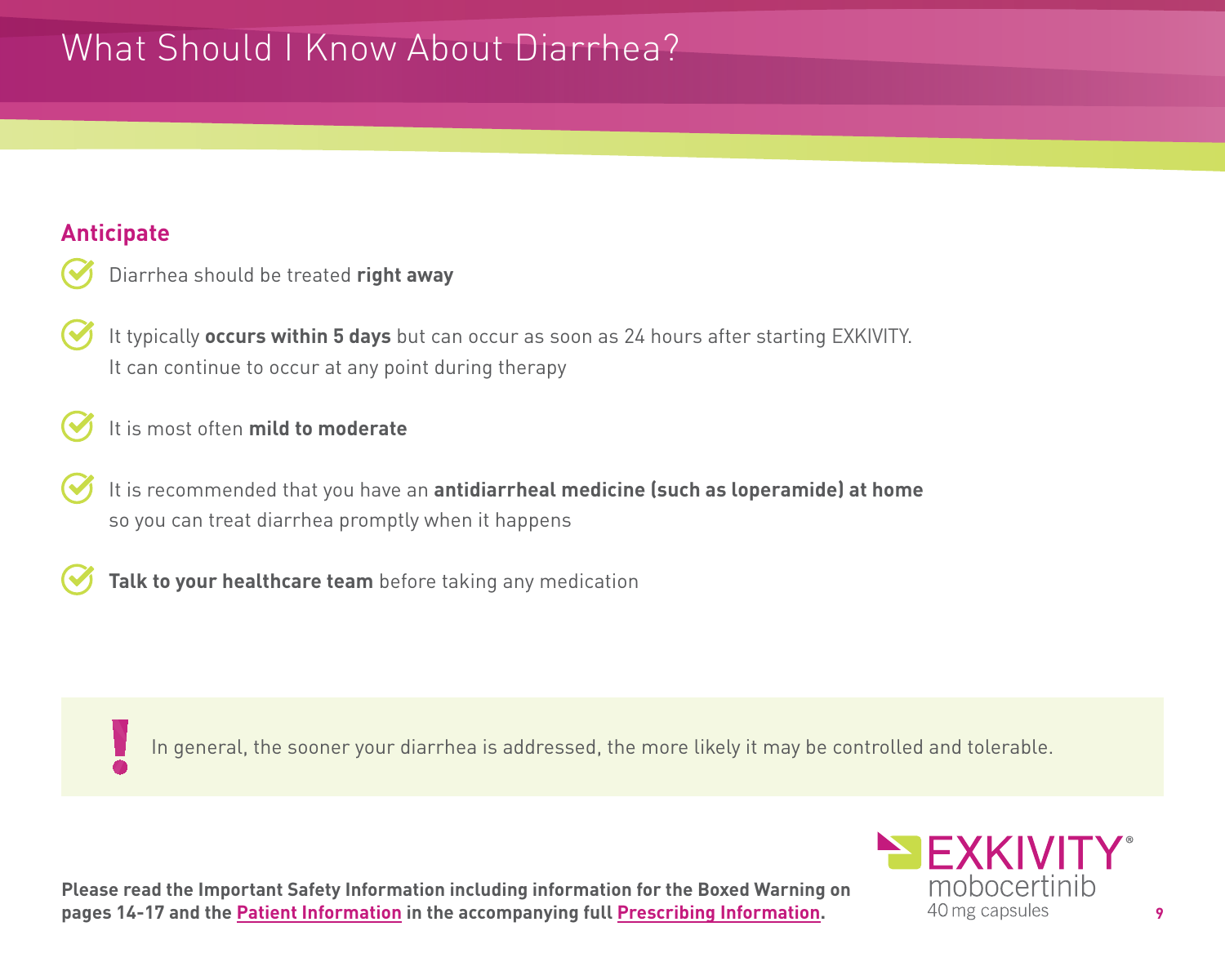# What Should I Know About Diarrhea?

## Anticipate

- Diarrhea should be treated **right away**
- It typically **occurs within 5 days** but can occur as soon as 24 hours after starting EXKIVITY. It can continue to occur at any point during therapy
- It is most often **mild to moderate**
- It is recommended that you have an **antidiarrheal medicine (such as loperamide) at home** so you can treat diarrhea promptly when it happens
- **Talk to your healthcare team** before taking any medication

In general, the sooner your diarrhea is addressed, the more likely it may be controlled and tolerable.

**Please read the Important Safety Information including information for the Boxed Warning on pages 14-17 and the Patient Information in the accompanying full Prescribing Information.**

EXKIVITY® mobocertinib 40 mg capsules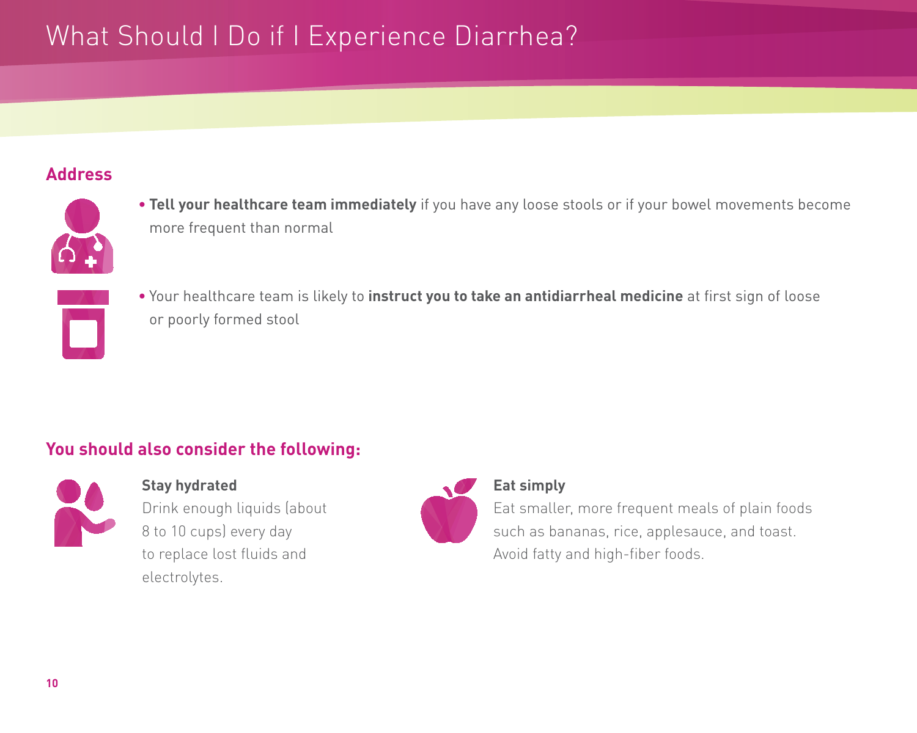# What Should I Do if I Experience Diarrhea?

## Address

- **Tell your healthcare team immediately** if you have any loose stools or if your bowel movements become more frequent than normal

- Your healthcare team is likely to **instruct you to take an antidiarrheal medicine** at first sign of loose or poorly formed stool

## You should also consider the following:

**Stay hydrated**

Drink enough liquids (about 8 to 10 cups) every day to replace lost fluids and electrolytes.

**Eat simply**

Eat smaller, more frequent meals of plain foods such as bananas, rice, applesauce, and toast. Avoid fatty and high-fiber foods.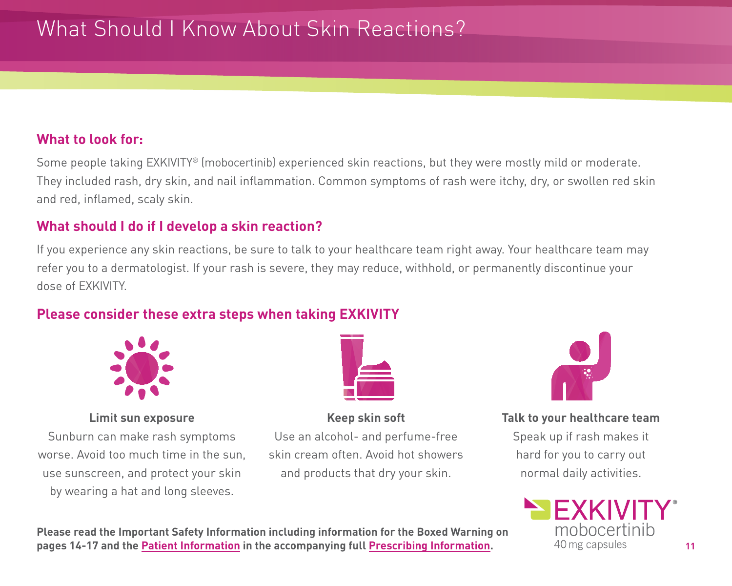# What Should I Know About Skin Reactions?

## What to look for:

Some people taking EXKIVITY® (mobocertinib) experienced skin reactions, but they were mostly mild or moderate. They included rash, dry skin, and nail inflammation. Common symptoms of rash were itchy, dry, or swollen red skin and red, inflamed, scaly skin.

## What should I do if I develop a skin reaction?

If you experience any skin reactions, be sure to talk to your healthcare team right away. Your healthcare team may refer you to a dermatologist. If your rash is severe, they may reduce, withhold, or permanently discontinue your dose of EXKIVITY.

## Please consider these extra steps when taking EXKIVITY

**Limit sun exposure**

Sunburn can make rash symptoms worse. Avoid too much time in the sun, use sunscreen, and protect your skin by wearing a hat and long sleeves.

**Keep skin soft**

Use an alcohol- and perfume-free skin cream often. Avoid hot showers and products that dry your skin.

**Talk to your healthcare team**

Speak up if rash makes it hard for you to carry out normal daily activities.

**Please read the Important Safety Information including information for the Boxed Warning on pages 14-17 and the Patient Information in the accompanying full Prescribing Information.**

EXKIVITY® mobocertinib 40 mg capsules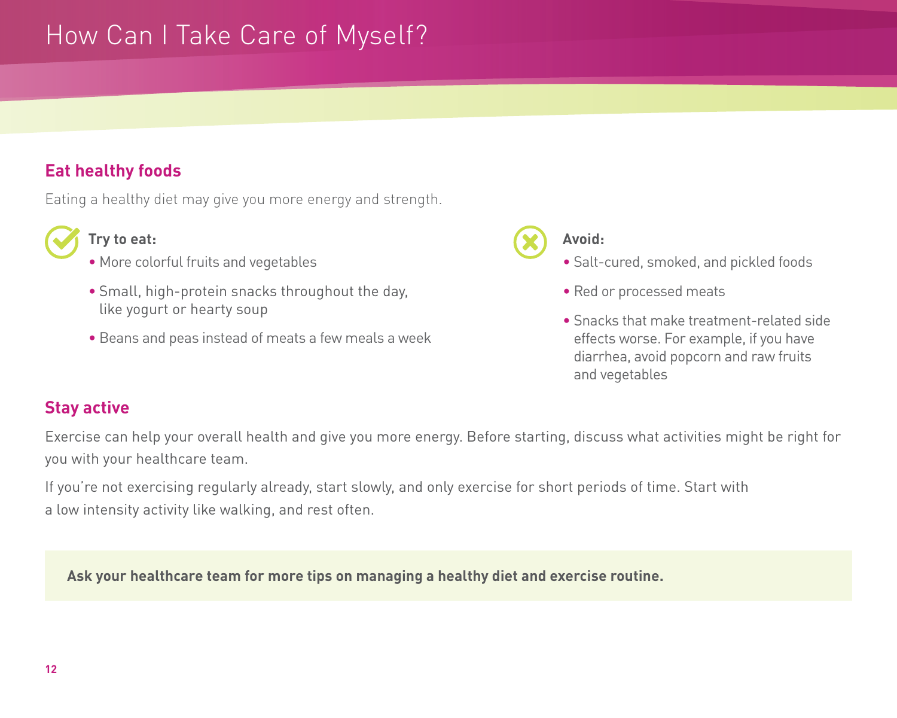# How Can I Take Care of Myself?

## Eat healthy foods

Eating a healthy diet may give you more energy and strength.

**Try to eat:**

- More colorful fruits and vegetables
- Small, high-protein snacks throughout the day, like yogurt or hearty soup
- Beans and peas instead of meats a few meals a week

**Avoid:**

- Salt-cured, smoked, and pickled foods
- Red or processed meats
- Snacks that make treatment-related side effects worse. For example, if you have diarrhea, avoid popcorn and raw fruits and vegetables

## Stay active

Exercise can help your overall health and give you more energy. Before starting, discuss what activities might be right for you with your healthcare team.

If you're not exercising regularly already, start slowly, and only exercise for short periods of time. Start with a low intensity activity like walking, and rest often.

**Ask your healthcare team for more tips on managing a healthy diet and exercise routine.**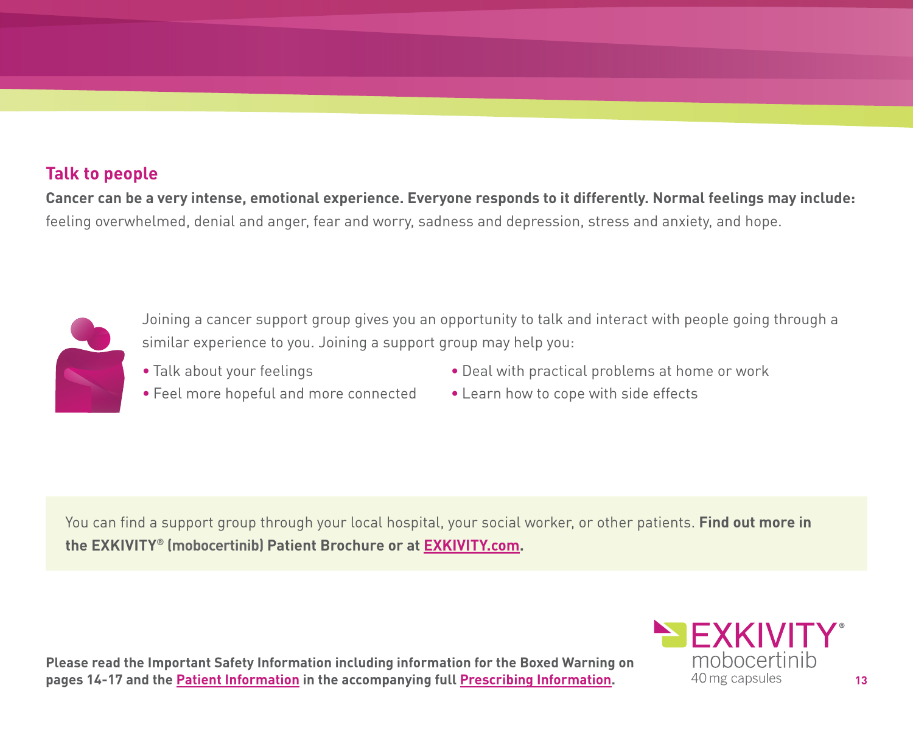## Talk to people

**Cancer can be a very intense, emotional experience. Everyone responds to it differently. Normal feelings may include:** feeling overwhelmed, denial and anger, fear and worry, sadness and depression, stress and anxiety, and hope.

Joining a cancer support group gives you an opportunity to talk and interact with people going through a similar experience to you. Joining a support group may help you:

- Talk about your feelings
- Feel more hopeful and more connected
- Deal with practical problems at home or work
- Learn how to cope with side effects

You can find a support group through your local hospital, your social worker, or other patients. **Find out more in the EXKIVITY® (mobocertinib) Patient Brochure or at EXKIVITY.com.**

**Please read the Important Safety Information including information for the Boxed Warning on pages 14-17 and the Patient Information in the accompanying full Prescribing Information.**

EXKIVITY® mobocertinib 40 mg capsules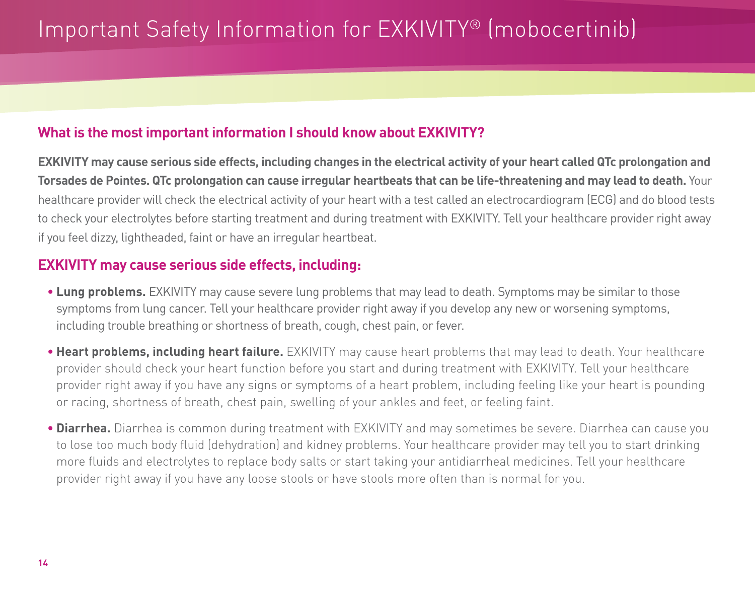# Important Safety Information for EXKIVITY® (mobocertinib)

## What is the most important information I should know about EXKIVITY?

**EXKIVITY may cause serious side effects, including changes in the electrical activity of your heart called QTc prolongation and Torsades de Pointes. QTc prolongation can cause irregular heartbeats that can be life-threatening and may lead to death.** Your healthcare provider will check the electrical activity of your heart with a test called an electrocardiogram (ECG) and do blood tests to check your electrolytes before starting treatment and during treatment with EXKIVITY. Tell your healthcare provider right away if you feel dizzy, lightheaded, faint or have an irregular heartbeat.

## EXKIVITY may cause serious side effects, including:

- **Lung problems.** EXKIVITY may cause severe lung problems that may lead to death. Symptoms may be similar to those symptoms from lung cancer. Tell your healthcare provider right away if you develop any new or worsening symptoms, including trouble breathing or shortness of breath, cough, chest pain, or fever.
- **Heart problems, including heart failure.** EXKIVITY may cause heart problems that may lead to death. Your healthcare provider should check your heart function before you start and during treatment with EXKIVITY. Tell your healthcare provider right away if you have any signs or symptoms of a heart problem, including feeling like your heart is pounding or racing, shortness of breath, chest pain, swelling of your ankles and feet, or feeling faint.
- **Diarrhea.** Diarrhea is common during treatment with EXKIVITY and may sometimes be severe. Diarrhea can cause you to lose too much body fluid (dehydration) and kidney problems. Your healthcare provider may tell you to start drinking more fluids and electrolytes to replace body salts or start taking your antidiarrheal medicines. Tell your healthcare provider right away if you have any loose stools or have stools more often than is normal for you.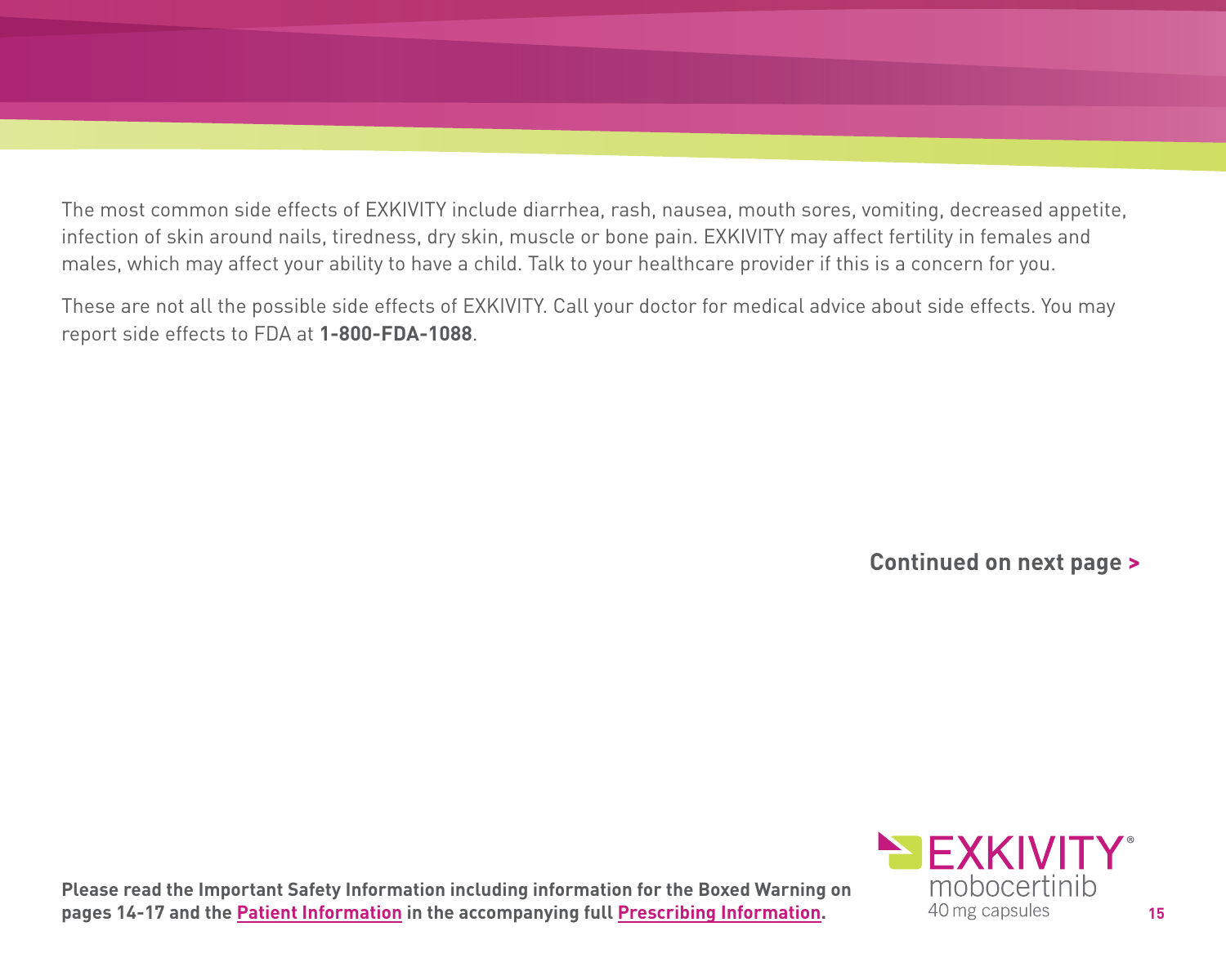The most common side effects of EXKIVITY include diarrhea, rash, nausea, mouth sores, vomiting, decreased appetite, infection of skin around nails, tiredness, dry skin, muscle or bone pain. EXKIVITY may affect fertility in females and males, which may affect your ability to have a child. Talk to your healthcare provider if this is a concern for you.

These are not all the possible side effects of EXKIVITY. Call your doctor for medical advice about side effects. You may report side effects to FDA at **1-800-FDA-1088**.

**Continued on next page >**

**Please read the Important Safety Information including information for the Boxed Warning on pages 14-17 and the Patient Information in the accompanying full Prescribing Information.**

EXKIVITY® mobocertinib 40 mg capsules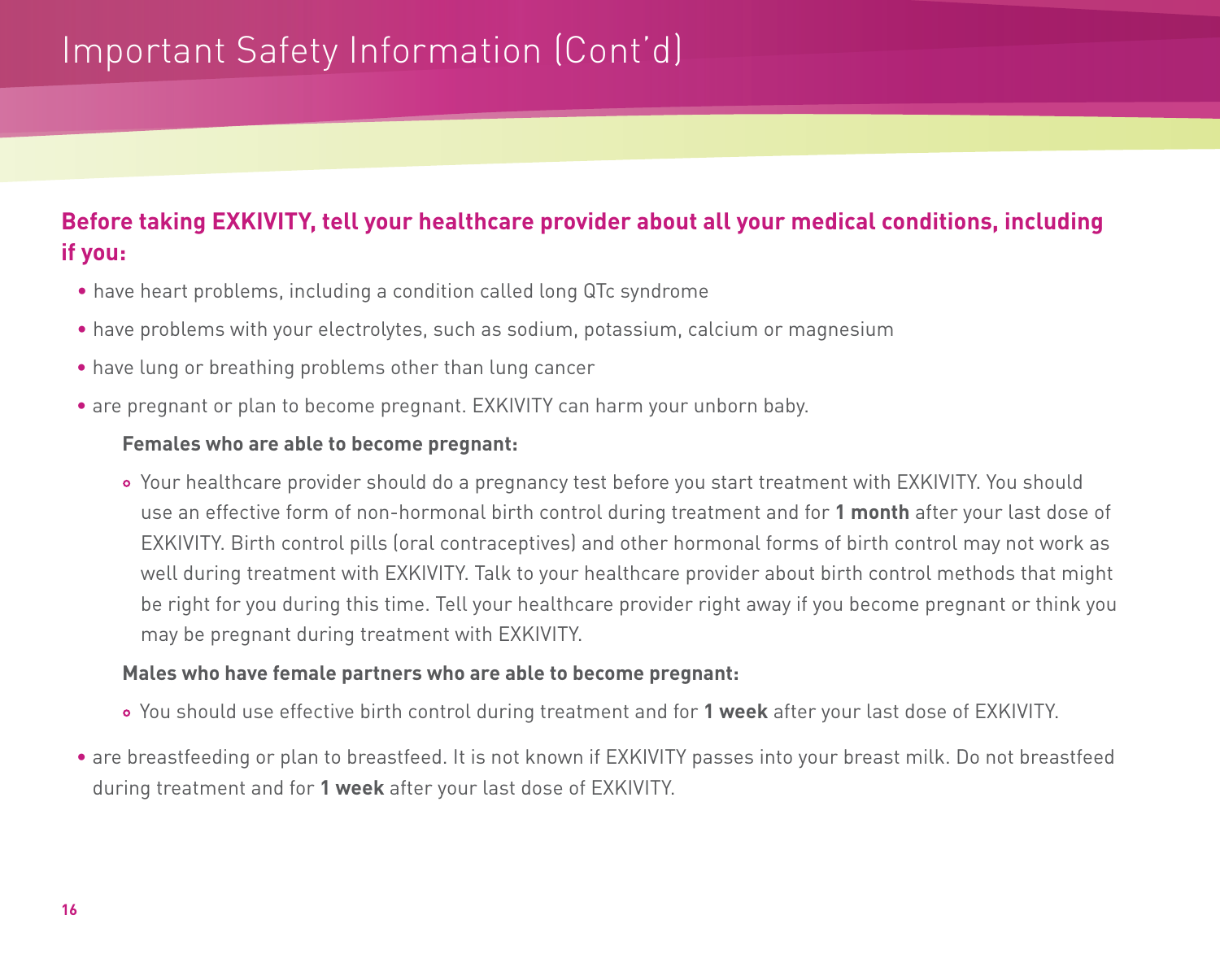# Important Safety Information (Cont'd)

**Before taking EXKIVITY, tell your healthcare provider about all your medical conditions, including if you:**

- have heart problems, including a condition called long QTc syndrome
- have problems with your electrolytes, such as sodium, potassium, calcium or magnesium
- have lung or breathing problems other than lung cancer
- are pregnant or plan to become pregnant. EXKIVITY can harm your unborn baby.

  **Females who are able to become pregnant:**

  - Your healthcare provider should do a pregnancy test before you start treatment with EXKIVITY. You should use an effective form of non-hormonal birth control during treatment and for **1 month** after your last dose of EXKIVITY. Birth control pills (oral contraceptives) and other hormonal forms of birth control may not work as well during treatment with EXKIVITY. Talk to your healthcare provider about birth control methods that might be right for you during this time. Tell your healthcare provider right away if you become pregnant or think you may be pregnant during treatment with EXKIVITY.

  **Males who have female partners who are able to become pregnant:**

  - You should use effective birth control during treatment and for **1 week** after your last dose of EXKIVITY.

- are breastfeeding or plan to breastfeed. It is not known if EXKIVITY passes into your breast milk. Do not breastfeed during treatment and for **1 week** after your last dose of EXKIVITY.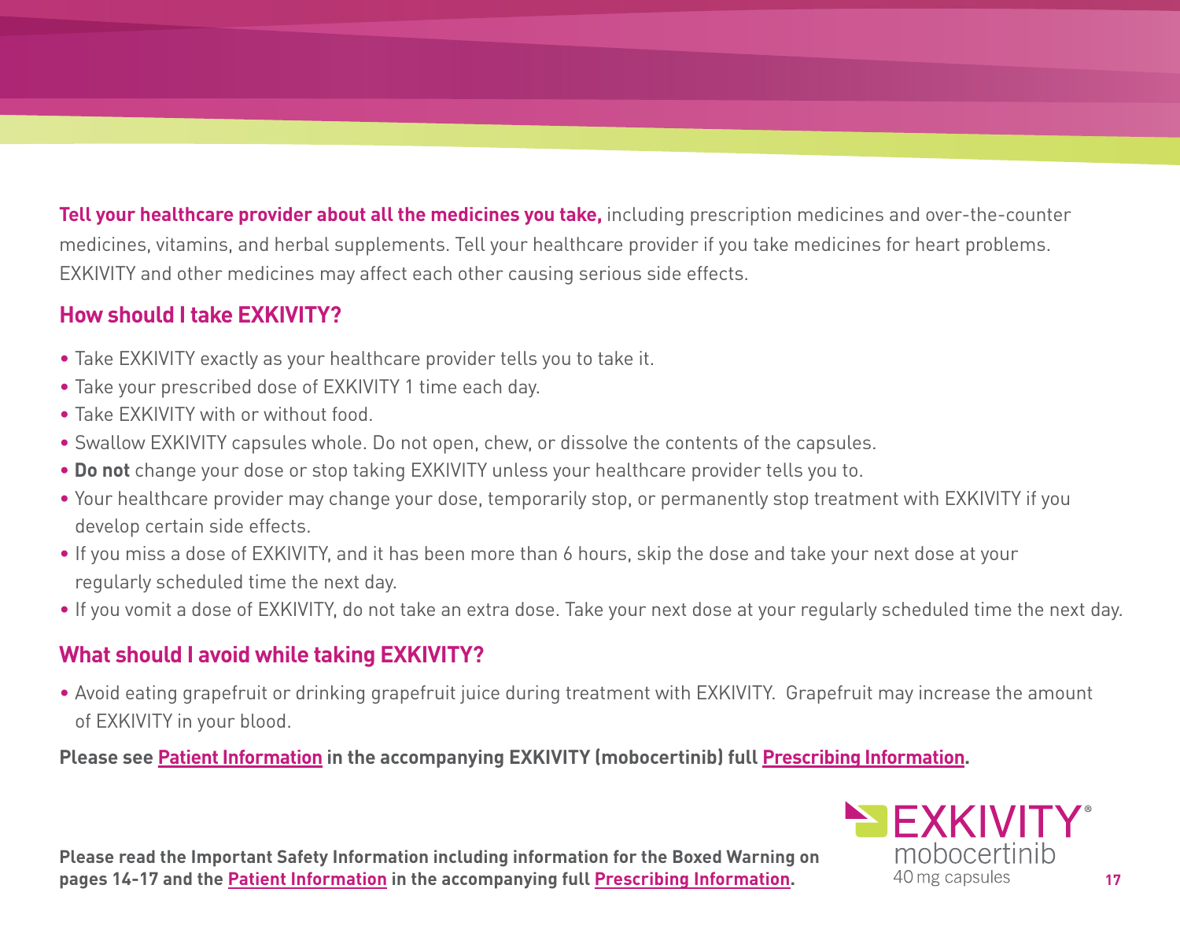**Tell your healthcare provider about all the medicines you take,** including prescription medicines and over-the-counter medicines, vitamins, and herbal supplements. Tell your healthcare provider if you take medicines for heart problems. EXKIVITY and other medicines may affect each other causing serious side effects.

## How should I take EXKIVITY?

- Take EXKIVITY exactly as your healthcare provider tells you to take it.
- Take your prescribed dose of EXKIVITY 1 time each day.
- Take EXKIVITY with or without food.
- Swallow EXKIVITY capsules whole. Do not open, chew, or dissolve the contents of the capsules.
- **Do not** change your dose or stop taking EXKIVITY unless your healthcare provider tells you to.
- Your healthcare provider may change your dose, temporarily stop, or permanently stop treatment with EXKIVITY if you develop certain side effects.
- If you miss a dose of EXKIVITY, and it has been more than 6 hours, skip the dose and take your next dose at your regularly scheduled time the next day.
- If you vomit a dose of EXKIVITY, do not take an extra dose. Take your next dose at your regularly scheduled time the next day.

## What should I avoid while taking EXKIVITY?

- Avoid eating grapefruit or drinking grapefruit juice during treatment with EXKIVITY. Grapefruit may increase the amount of EXKIVITY in your blood.

**Please see Patient Information in the accompanying EXKIVITY (mobocertinib) full Prescribing Information.**

**Please read the Important Safety Information including information for the Boxed Warning on pages 14-17 and the Patient Information in the accompanying full Prescribing Information.**

EXKIVITY® mobocertinib 40 mg capsules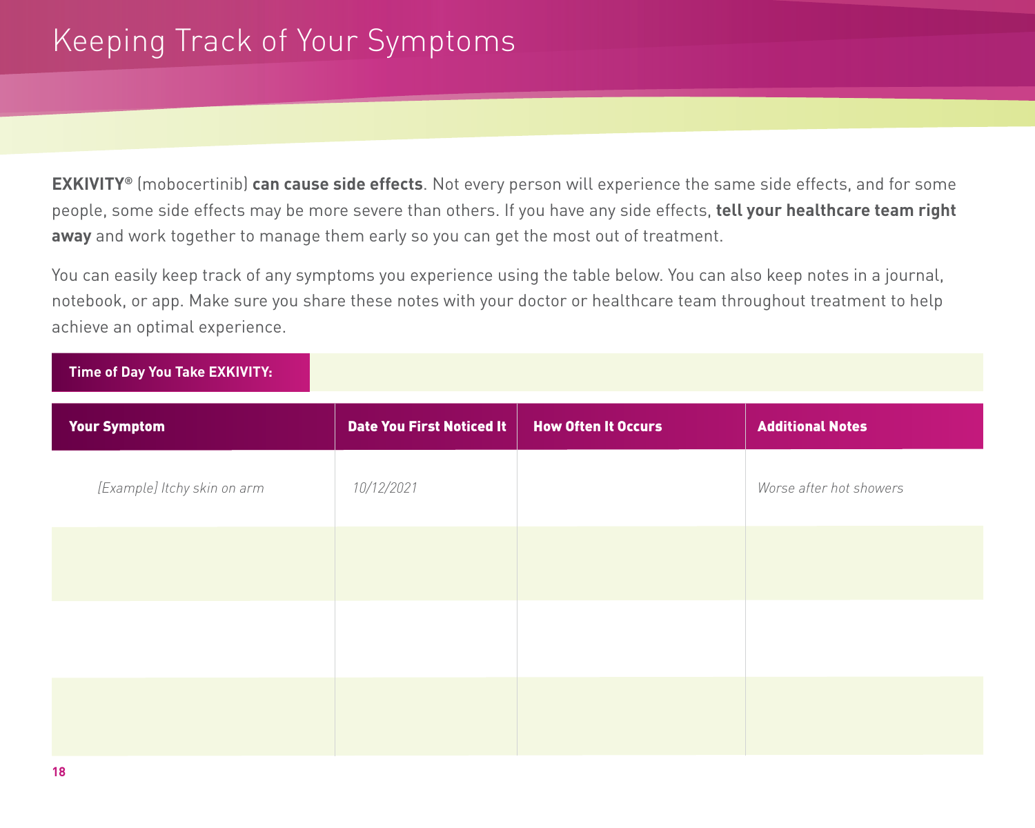# Keeping Track of Your Symptoms

**EXKIVITY®** (mobocertinib) **can cause side effects**. Not every person will experience the same side effects, and for some people, some side effects may be more severe than others. If you have any side effects, **tell your healthcare team right away** and work together to manage them early so you can get the most out of treatment.

You can easily keep track of any symptoms you experience using the table below. You can also keep notes in a journal, notebook, or app. Make sure you share these notes with your doctor or healthcare team throughout treatment to help achieve an optimal experience.

**Time of Day You Take EXKIVITY:**

| Your Symptom | Date You First Noticed It | How Often It Occurs | Additional Notes |
|---|---|---|---|
| *[Example] Itchy skin on arm* | *10/12/2021* | | *Worse after hot showers* |
| | | | |
| | | | |
| | | | |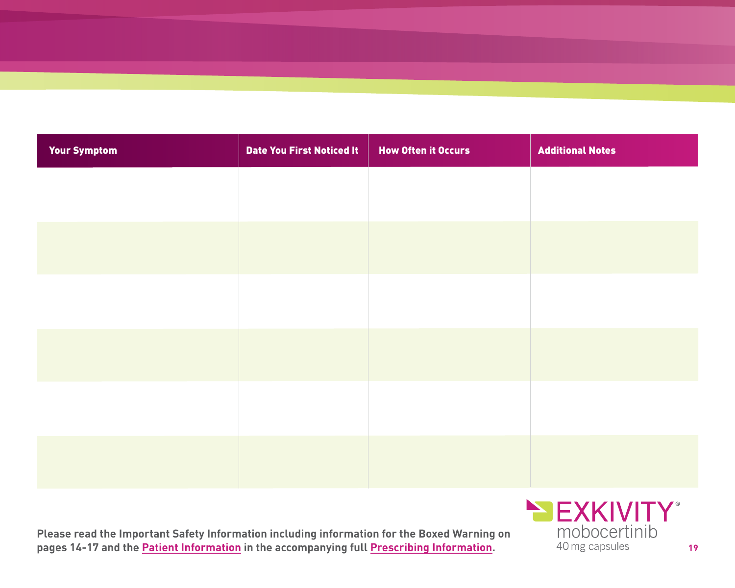| Your Symptom | Date You First Noticed It | How Often it Occurs | Additional Notes |
|---|---|---|---|
| | | | |
| | | | |
| | | | |
| | | | |
| | | | |
| | | | |

**Please read the Important Safety Information including information for the Boxed Warning on pages 14-17 and the Patient Information in the accompanying full Prescribing Information.**

EXKIVITY® mobocertinib 40 mg capsules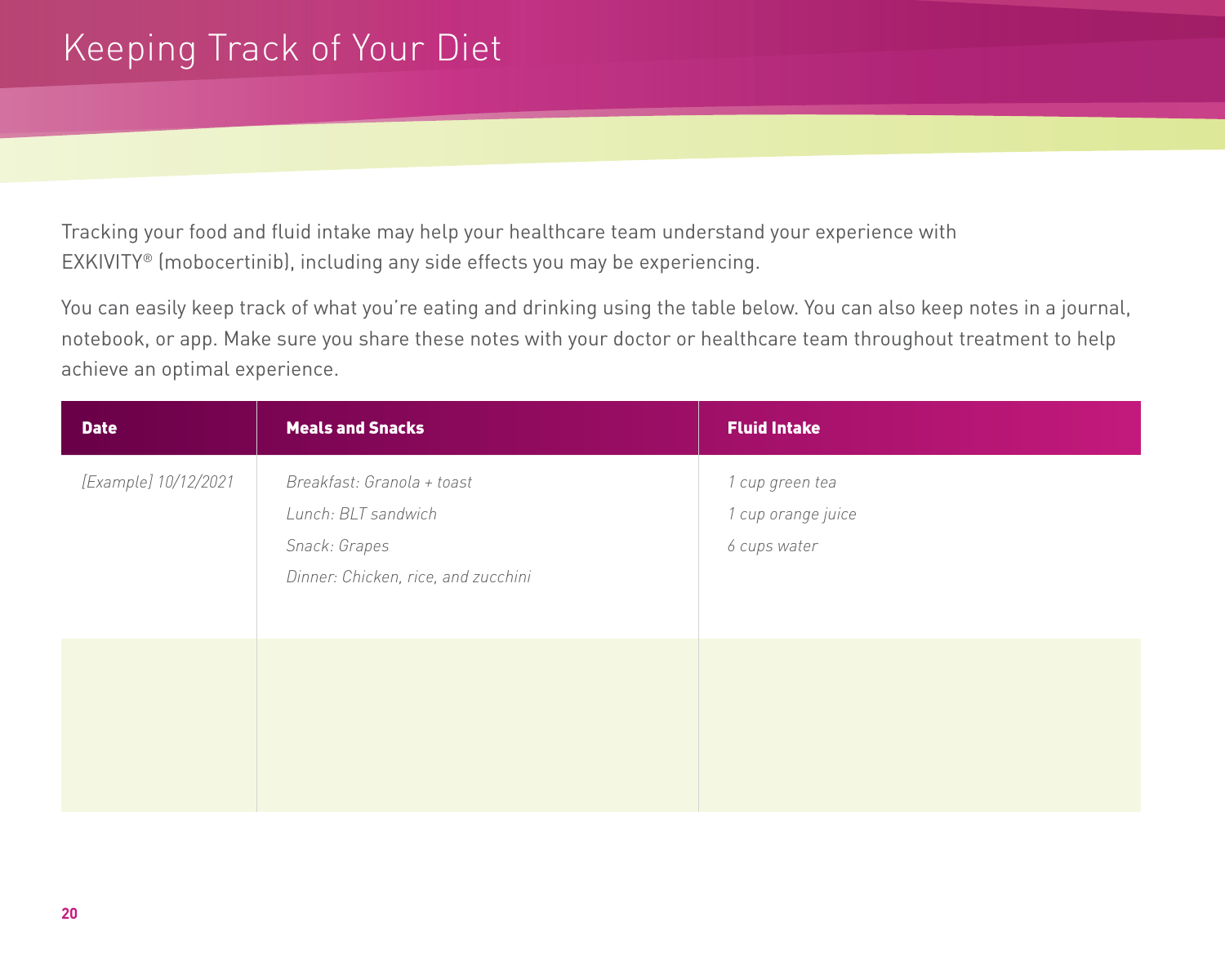# Keeping Track of Your Diet

Tracking your food and fluid intake may help your healthcare team understand your experience with EXKIVITY® (mobocertinib), including any side effects you may be experiencing.

You can easily keep track of what you're eating and drinking using the table below. You can also keep notes in a journal, notebook, or app. Make sure you share these notes with your doctor or healthcare team throughout treatment to help achieve an optimal experience.

| Date | Meals and Snacks | Fluid Intake |
|---|---|---|
| *[Example] 10/12/2021* | *Breakfast: Granola + toast*<br>*Lunch: BLT sandwich*<br>*Snack: Grapes*<br>*Dinner: Chicken, rice, and zucchini* | *1 cup green tea*<br>*1 cup orange juice*<br>*6 cups water* |
| | | |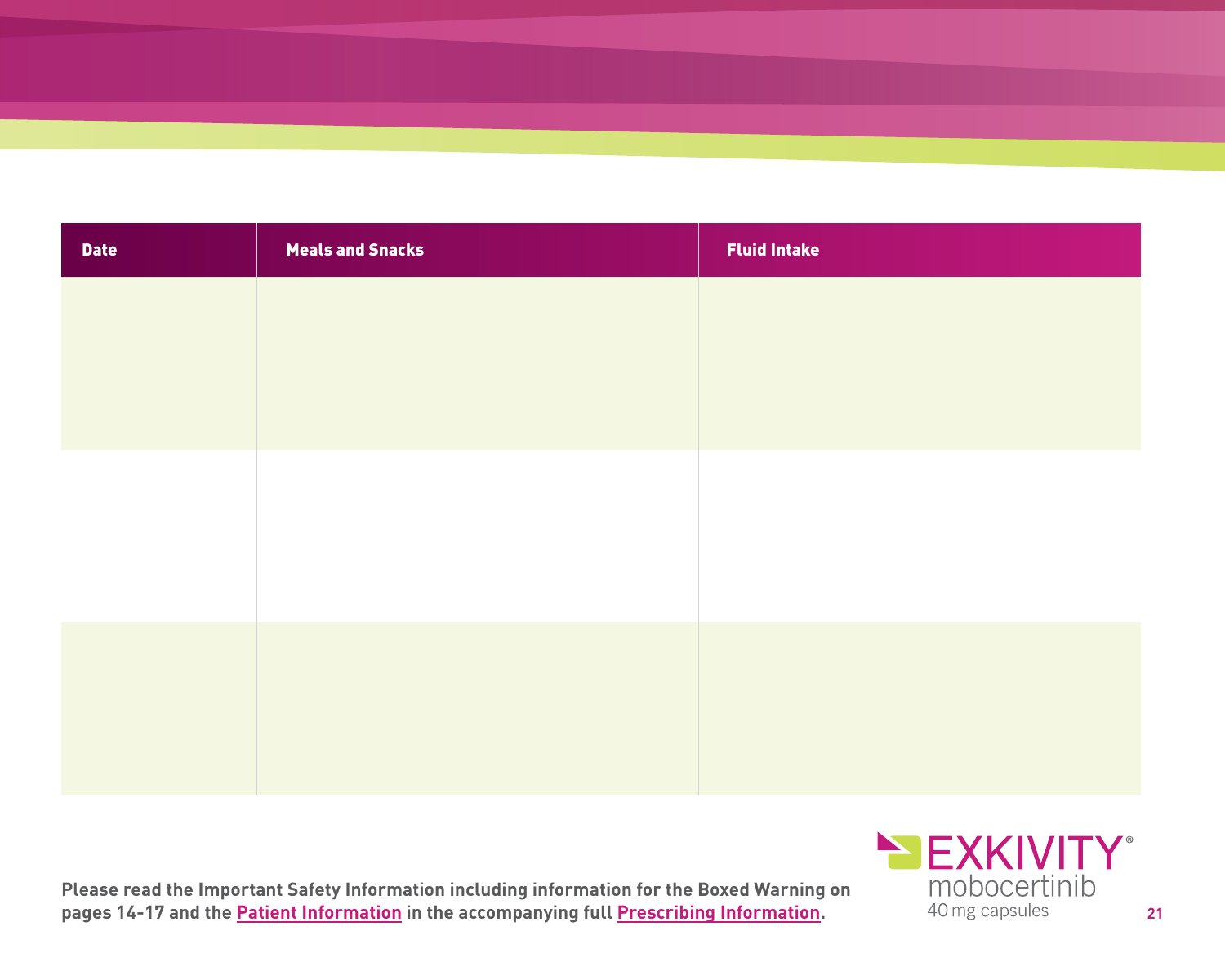| Date | Meals and Snacks | Fluid Intake |
|---|---|---|
| | | |
| | | |
| | | |

**Please read the Important Safety Information including information for the Boxed Warning on pages 14-17 and the Patient Information in the accompanying full Prescribing Information.**

EXKIVITY®
mobocertinib
40 mg capsules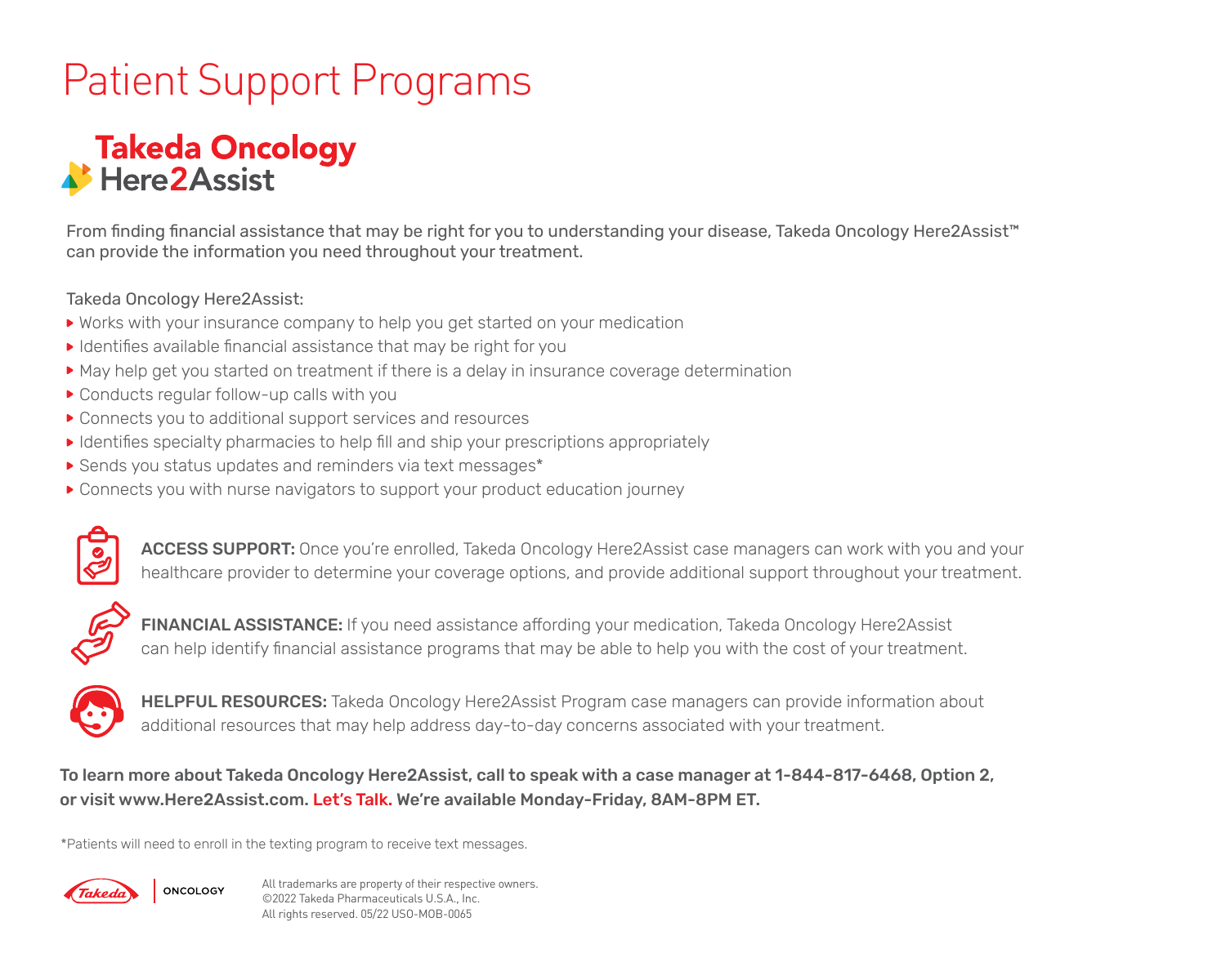# Patient Support Programs

## Takeda Oncology Here2Assist

From finding financial assistance that may be right for you to understanding your disease, Takeda Oncology Here2Assist™ can provide the information you need throughout your treatment.

Takeda Oncology Here2Assist:

- Works with your insurance company to help you get started on your medication
- Identifies available financial assistance that may be right for you
- May help get you started on treatment if there is a delay in insurance coverage determination
- Conducts regular follow-up calls with you
- Connects you to additional support services and resources
- Identifies specialty pharmacies to help fill and ship your prescriptions appropriately
- Sends you status updates and reminders via text messages*
- Connects you with nurse navigators to support your product education journey

**ACCESS SUPPORT:** Once you're enrolled, Takeda Oncology Here2Assist case managers can work with you and your healthcare provider to determine your coverage options, and provide additional support throughout your treatment.

**FINANCIAL ASSISTANCE:** If you need assistance affording your medication, Takeda Oncology Here2Assist can help identify financial assistance programs that may be able to help you with the cost of your treatment.

**HELPFUL RESOURCES:** Takeda Oncology Here2Assist Program case managers can provide information about additional resources that may help address day-to-day concerns associated with your treatment.

**To learn more about Takeda Oncology Here2Assist, call to speak with a case manager at 1-844-817-6468, Option 2, or visit www.Here2Assist.com. Let's Talk. We're available Monday-Friday, 8AM-8PM ET.**

*Patients will need to enroll in the texting program to receive text messages.

Takeda | ONCOLOGY

All trademarks are property of their respective owners.
©2022 Takeda Pharmaceuticals U.S.A., Inc.
All rights reserved. 05/22 USO-MOB-0065